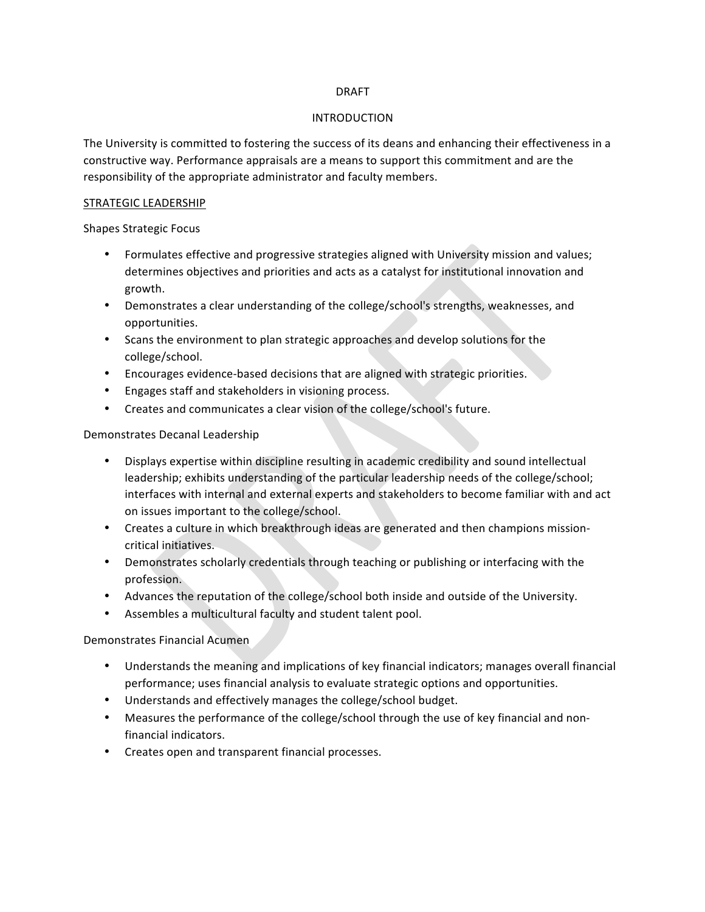DRAFT

# INTRODUCTION

The University is committed to fostering the success of its deans and enhancing their effectiveness in a constructive way. Performance appraisals are a means to support this commitment and are the responsibility of the appropriate administrator and faculty members.

## STRATEGIC LEADERSHIP

### Shapes Strategic Focus

- Formulates effective and progressive strategies aligned with University mission and values; determines objectives and priorities and acts as a catalyst for institutional innovation and growth.
- Demonstrates a clear understanding of the college/school's strengths, weaknesses, and opportunities.
- Scans the environment to plan strategic approaches and develop solutions for the college/school.
- Encourages evidence-based decisions that are aligned with strategic priorities.
- Engages staff and stakeholders in visioning process.
- Creates and communicates a clear vision of the college/school's future.

### Demonstrates Decanal Leadership

- Displays expertise within discipline resulting in academic credibility and sound intellectual leadership; exhibits understanding of the particular leadership needs of the college/school; interfaces with internal and external experts and stakeholders to become familiar with and act on issues important to the college/school.
- Creates a culture in which breakthrough ideas are generated and then champions mission-critical initiatives.
- Demonstrates scholarly credentials through teaching or publishing or interfacing with the profession.
- Advances the reputation of the college/school both inside and outside of the University.
- Assembles a multicultural faculty and student talent pool.

### Demonstrates Financial Acumen

- Understands the meaning and implications of key financial indicators; manages overall financial performance; uses financial analysis to evaluate strategic options and opportunities.
- Understands and effectively manages the college/school budget.
- Measures the performance of the college/school through the use of key financial and non-financial indicators.
- Creates open and transparent financial processes.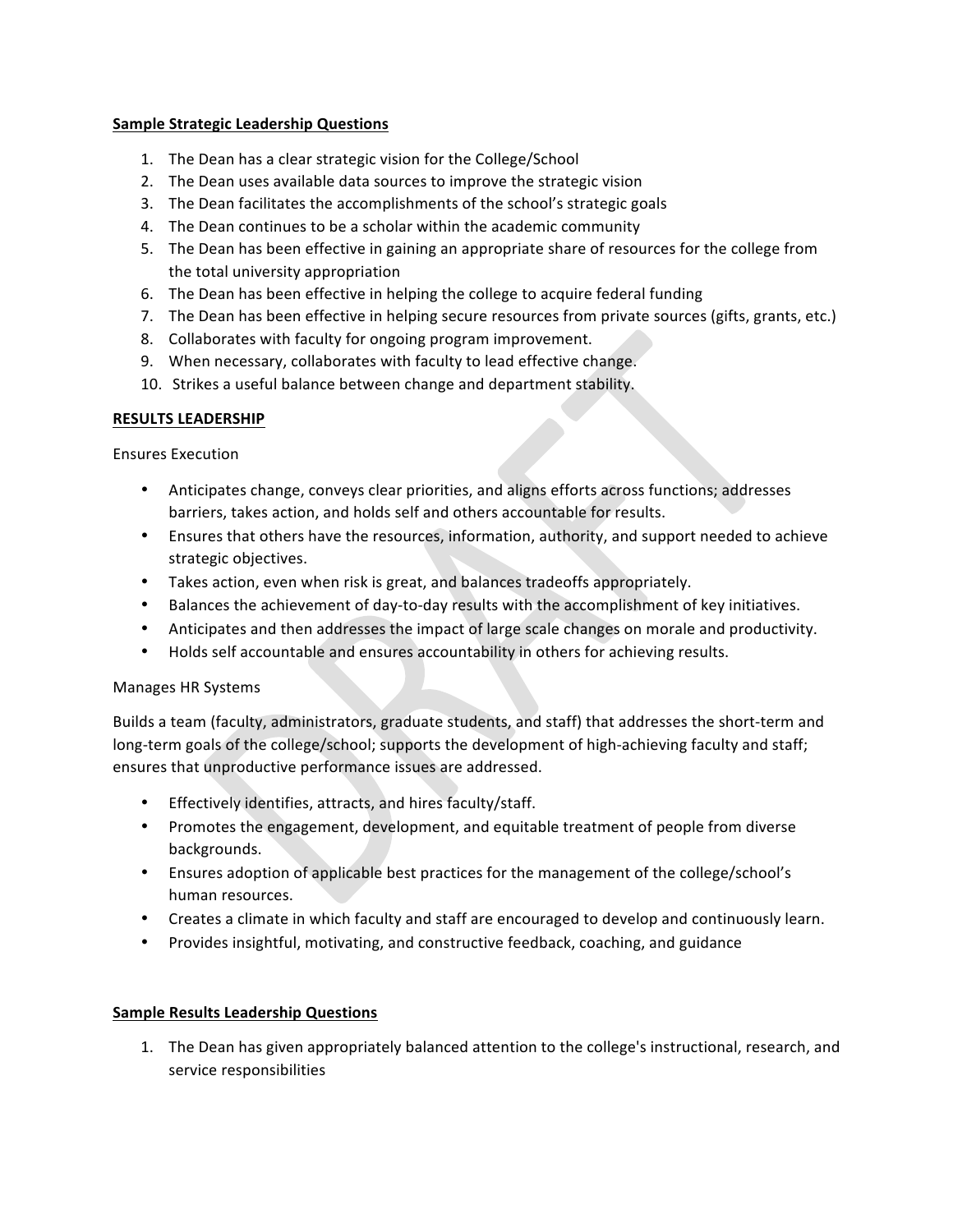**Sample Strategic Leadership Questions**

1. The Dean has a clear strategic vision for the College/School
2. The Dean uses available data sources to improve the strategic vision
3. The Dean facilitates the accomplishments of the school's strategic goals
4. The Dean continues to be a scholar within the academic community
5. The Dean has been effective in gaining an appropriate share of resources for the college from the total university appropriation
6. The Dean has been effective in helping the college to acquire federal funding
7. The Dean has been effective in helping secure resources from private sources (gifts, grants, etc.)
8. Collaborates with faculty for ongoing program improvement.
9. When necessary, collaborates with faculty to lead effective change.
10. Strikes a useful balance between change and department stability.

**RESULTS LEADERSHIP**

Ensures Execution

- Anticipates change, conveys clear priorities, and aligns efforts across functions; addresses barriers, takes action, and holds self and others accountable for results.
- Ensures that others have the resources, information, authority, and support needed to achieve strategic objectives.
- Takes action, even when risk is great, and balances tradeoffs appropriately.
- Balances the achievement of day-to-day results with the accomplishment of key initiatives.
- Anticipates and then addresses the impact of large scale changes on morale and productivity.
- Holds self accountable and ensures accountability in others for achieving results.

Manages HR Systems

Builds a team (faculty, administrators, graduate students, and staff) that addresses the short-term and long-term goals of the college/school; supports the development of high-achieving faculty and staff; ensures that unproductive performance issues are addressed.

- Effectively identifies, attracts, and hires faculty/staff.
- Promotes the engagement, development, and equitable treatment of people from diverse backgrounds.
- Ensures adoption of applicable best practices for the management of the college/school's human resources.
- Creates a climate in which faculty and staff are encouraged to develop and continuously learn.
- Provides insightful, motivating, and constructive feedback, coaching, and guidance

**Sample Results Leadership Questions**

1. The Dean has given appropriately balanced attention to the college's instructional, research, and service responsibilities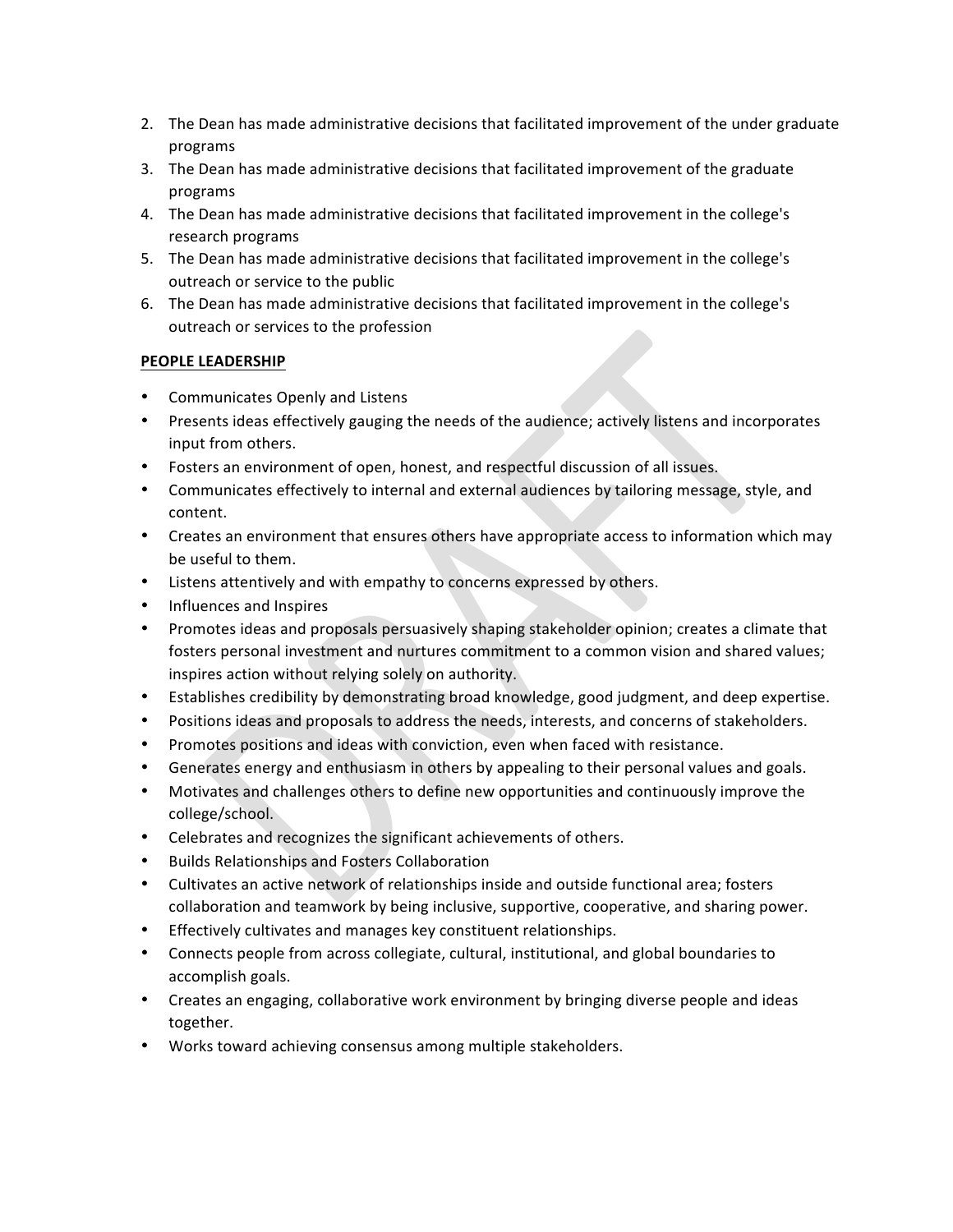2. The Dean has made administrative decisions that facilitated improvement of the under graduate programs
3. The Dean has made administrative decisions that facilitated improvement of the graduate programs
4. The Dean has made administrative decisions that facilitated improvement in the college's research programs
5. The Dean has made administrative decisions that facilitated improvement in the college's outreach or service to the public
6. The Dean has made administrative decisions that facilitated improvement in the college's outreach or services to the profession

**PEOPLE LEADERSHIP**

- Communicates Openly and Listens
- Presents ideas effectively gauging the needs of the audience; actively listens and incorporates input from others.
- Fosters an environment of open, honest, and respectful discussion of all issues.
- Communicates effectively to internal and external audiences by tailoring message, style, and content.
- Creates an environment that ensures others have appropriate access to information which may be useful to them.
- Listens attentively and with empathy to concerns expressed by others.
- Influences and Inspires
- Promotes ideas and proposals persuasively shaping stakeholder opinion; creates a climate that fosters personal investment and nurtures commitment to a common vision and shared values; inspires action without relying solely on authority.
- Establishes credibility by demonstrating broad knowledge, good judgment, and deep expertise.
- Positions ideas and proposals to address the needs, interests, and concerns of stakeholders.
- Promotes positions and ideas with conviction, even when faced with resistance.
- Generates energy and enthusiasm in others by appealing to their personal values and goals.
- Motivates and challenges others to define new opportunities and continuously improve the college/school.
- Celebrates and recognizes the significant achievements of others.
- Builds Relationships and Fosters Collaboration
- Cultivates an active network of relationships inside and outside functional area; fosters collaboration and teamwork by being inclusive, supportive, cooperative, and sharing power.
- Effectively cultivates and manages key constituent relationships.
- Connects people from across collegiate, cultural, institutional, and global boundaries to accomplish goals.
- Creates an engaging, collaborative work environment by bringing diverse people and ideas together.
- Works toward achieving consensus among multiple stakeholders.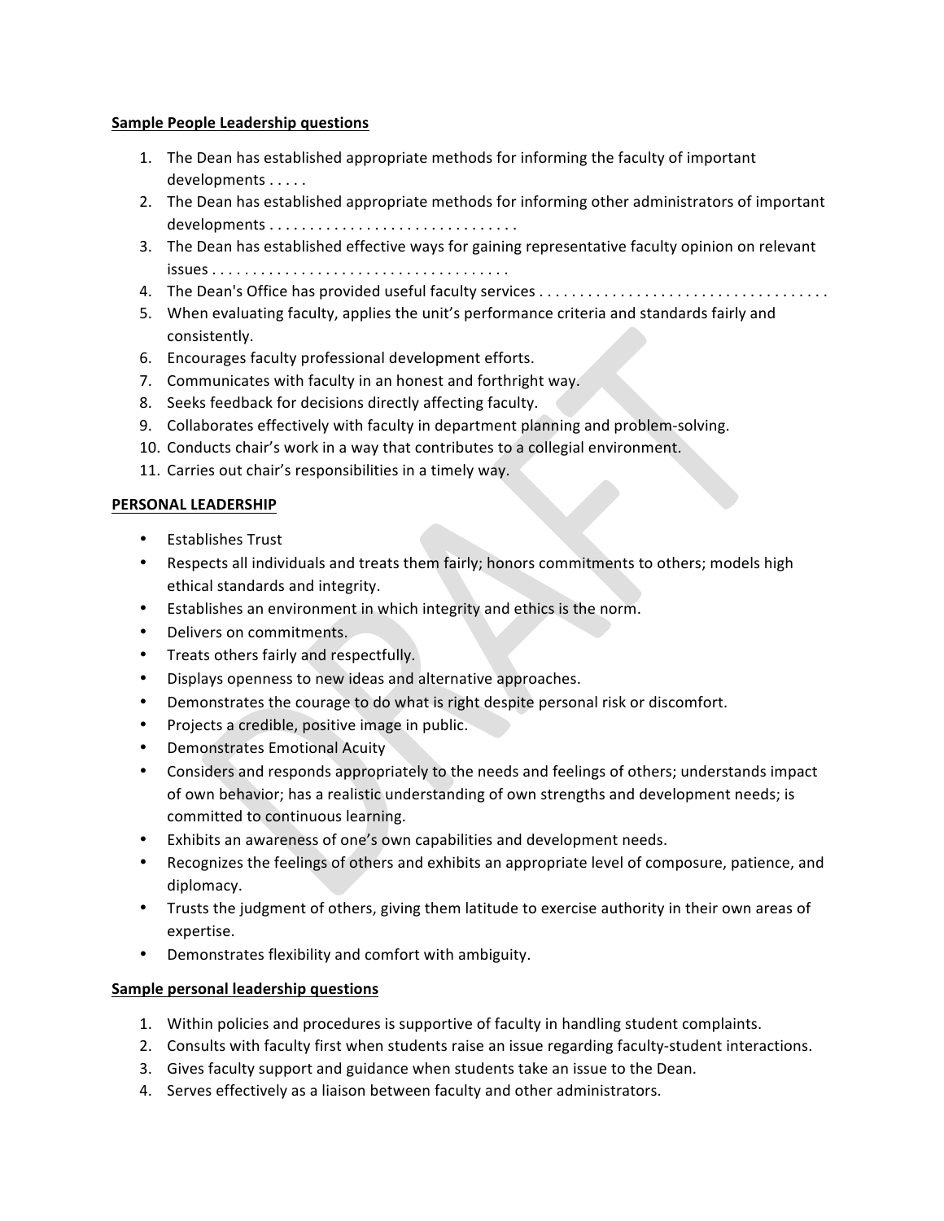**Sample People Leadership questions**

1. The Dean has established appropriate methods for informing the faculty of important developments . . . . .
2. The Dean has established appropriate methods for informing other administrators of important developments . . . . . . . . . . . . . . . . . . . . . . . . . . . . . . .
3. The Dean has established effective ways for gaining representative faculty opinion on relevant issues . . . . . . . . . . . . . . . . . . . . . . . . . . . . . . . . . . . . .
4. The Dean's Office has provided useful faculty services . . . . . . . . . . . . . . . . . . . . . . . . . . . . . . . . . . . .
5. When evaluating faculty, applies the unit's performance criteria and standards fairly and consistently.
6. Encourages faculty professional development efforts.
7. Communicates with faculty in an honest and forthright way.
8. Seeks feedback for decisions directly affecting faculty.
9. Collaborates effectively with faculty in department planning and problem-solving.
10. Conducts chair's work in a way that contributes to a collegial environment.
11. Carries out chair's responsibilities in a timely way.

**PERSONAL LEADERSHIP**

- Establishes Trust
- Respects all individuals and treats them fairly; honors commitments to others; models high ethical standards and integrity.
- Establishes an environment in which integrity and ethics is the norm.
- Delivers on commitments.
- Treats others fairly and respectfully.
- Displays openness to new ideas and alternative approaches.
- Demonstrates the courage to do what is right despite personal risk or discomfort.
- Projects a credible, positive image in public.
- Demonstrates Emotional Acuity
- Considers and responds appropriately to the needs and feelings of others; understands impact of own behavior; has a realistic understanding of own strengths and development needs; is committed to continuous learning.
- Exhibits an awareness of one's own capabilities and development needs.
- Recognizes the feelings of others and exhibits an appropriate level of composure, patience, and diplomacy.
- Trusts the judgment of others, giving them latitude to exercise authority in their own areas of expertise.
- Demonstrates flexibility and comfort with ambiguity.

**Sample personal leadership questions**

1. Within policies and procedures is supportive of faculty in handling student complaints.
2. Consults with faculty first when students raise an issue regarding faculty-student interactions.
3. Gives faculty support and guidance when students take an issue to the Dean.
4. Serves effectively as a liaison between faculty and other administrators.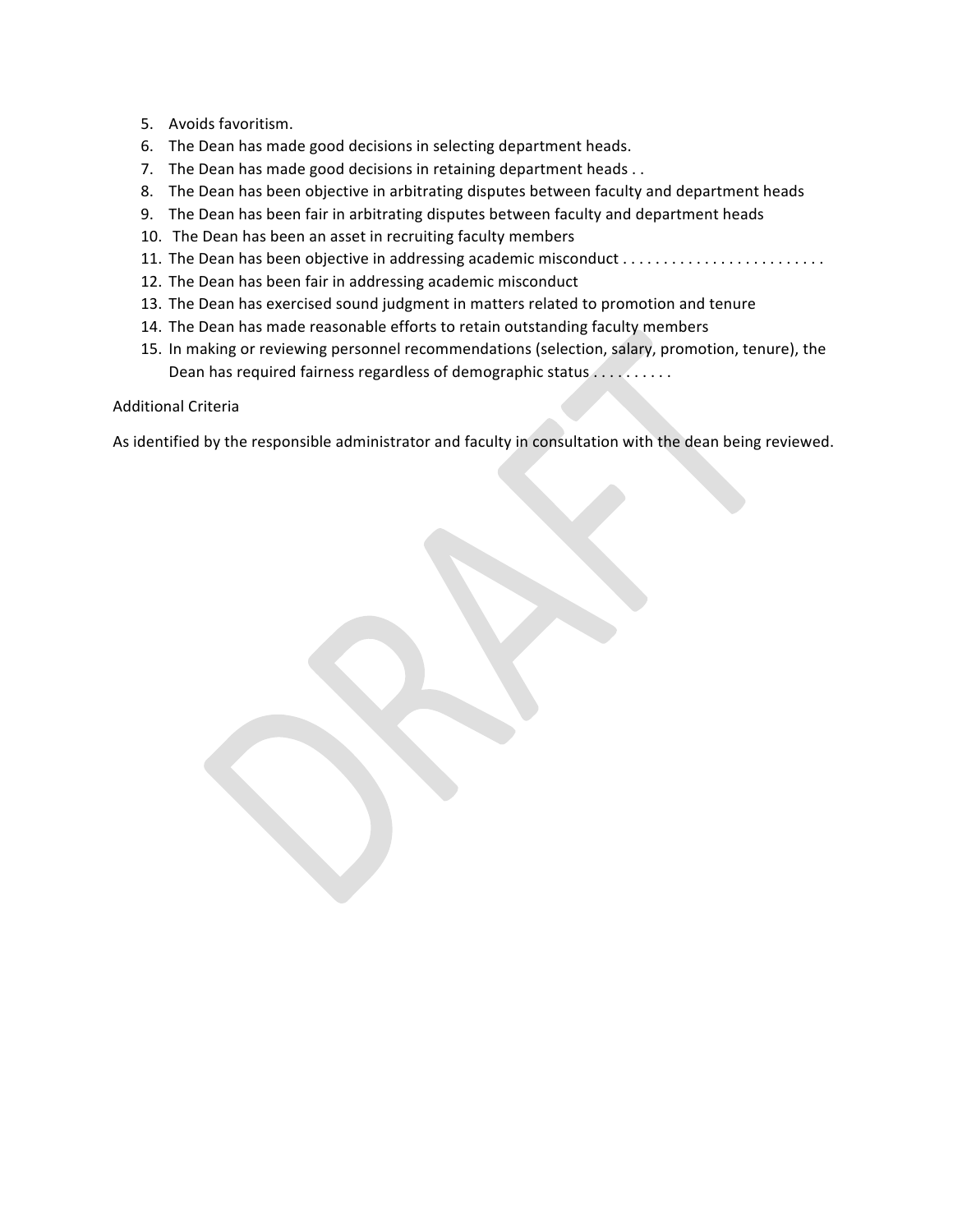5. Avoids favoritism.
6. The Dean has made good decisions in selecting department heads.
7. The Dean has made good decisions in retaining department heads . .
8. The Dean has been objective in arbitrating disputes between faculty and department heads
9. The Dean has been fair in arbitrating disputes between faculty and department heads
10. The Dean has been an asset in recruiting faculty members
11. The Dean has been objective in addressing academic misconduct . . . . . . . . . . . . . . . . . . . . . . . . .
12. The Dean has been fair in addressing academic misconduct
13. The Dean has exercised sound judgment in matters related to promotion and tenure
14. The Dean has made reasonable efforts to retain outstanding faculty members
15. In making or reviewing personnel recommendations (selection, salary, promotion, tenure), the Dean has required fairness regardless of demographic status . . . . . . . . . .

Additional Criteria

As identified by the responsible administrator and faculty in consultation with the dean being reviewed.